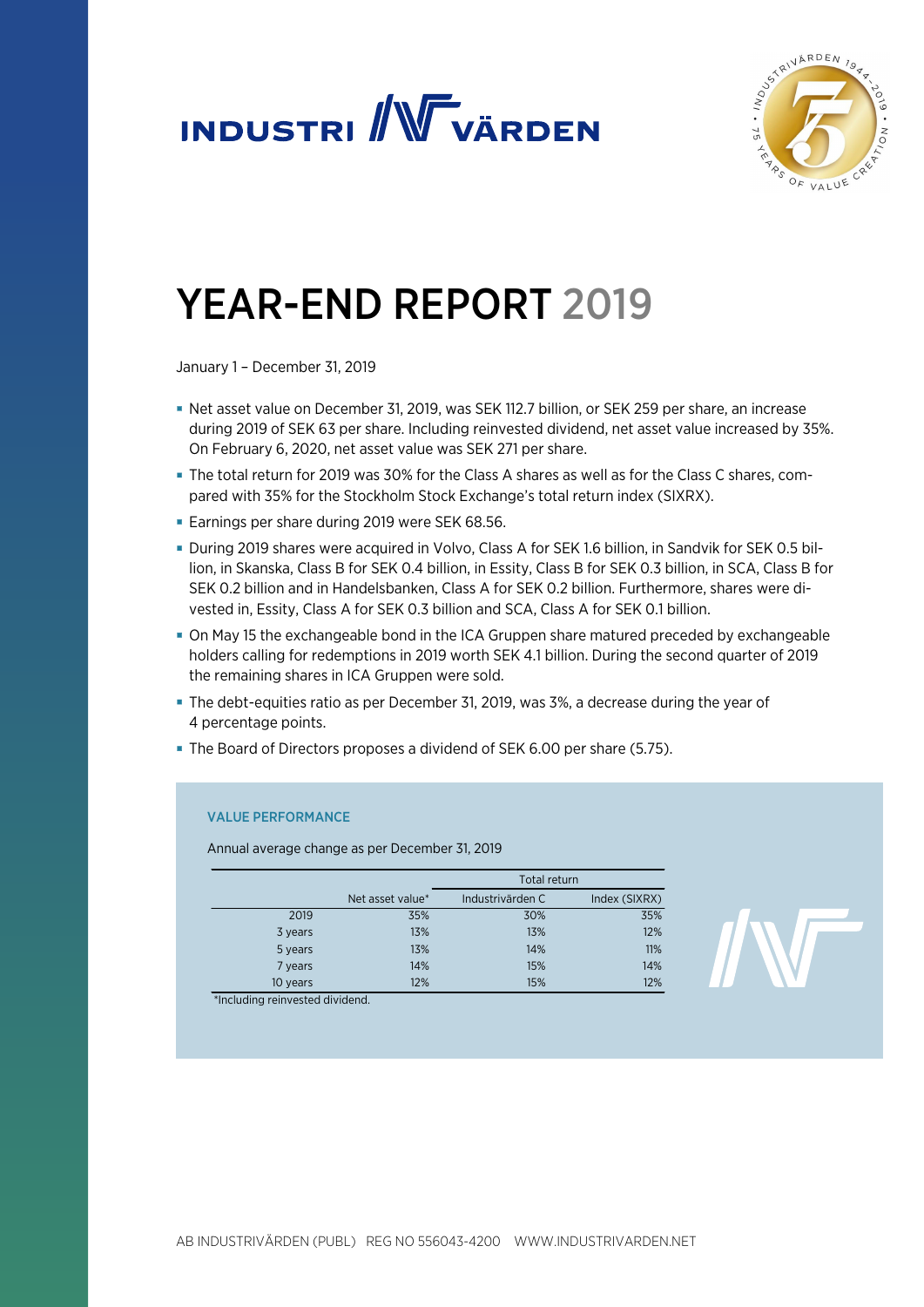# INDUSTRIVÄRDEN

# YEAR-END REPORT 2019

January 1 – December 31, 2019

- Net asset value on December 31, 2019, was SEK 112.7 billion, or SEK 259 per share, an increase during 2019 of SEK 63 per share. Including reinvested dividend, net asset value increased by 35%. On February 6, 2020, net asset value was SEK 271 per share.
- The total return for 2019 was 30% for the Class A shares as well as for the Class C shares, compared with 35% for the Stockholm Stock Exchange's total return index (SIXRX).
- Earnings per share during 2019 were SEK 68.56.
- During 2019 shares were acquired in Volvo, Class A for SEK 1.6 billion, in Sandvik for SEK 0.5 billion, in Skanska, Class B for SEK 0.4 billion, in Essity, Class B for SEK 0.3 billion, in SCA, Class B for SEK 0.2 billion and in Handelsbanken, Class A for SEK 0.2 billion. Furthermore, shares were divested in, Essity, Class A for SEK 0.3 billion and SCA, Class A for SEK 0.1 billion.
- On May 15 the exchangeable bond in the ICA Gruppen share matured preceded by exchangeable holders calling for redemptions in 2019 worth SEK 4.1 billion. During the second quarter of 2019 the remaining shares in ICA Gruppen were sold.
- The debt-equities ratio as per December 31, 2019, was 3%, a decrease during the year of 4 percentage points.
- The Board of Directors proposes a dividend of SEK 6.00 per share (5.75).

## VALUE PERFORMANCE

Annual average change as per December 31, 2019

| | | Total return | |
|---|---|---|---|
| | Net asset value* | Industrivärden C | Index (SIXRX) |
| 2019 | 35% | 30% | 35% |
| 3 years | 13% | 13% | 12% |
| 5 years | 13% | 14% | 11% |
| 7 years | 14% | 15% | 14% |
| 10 years | 12% | 15% | 12% |

*Including reinvested dividend.

AB INDUSTRIVÄRDEN (PUBL) REG NO 556043-4200 WWW.INDUSTRIVARDEN.NET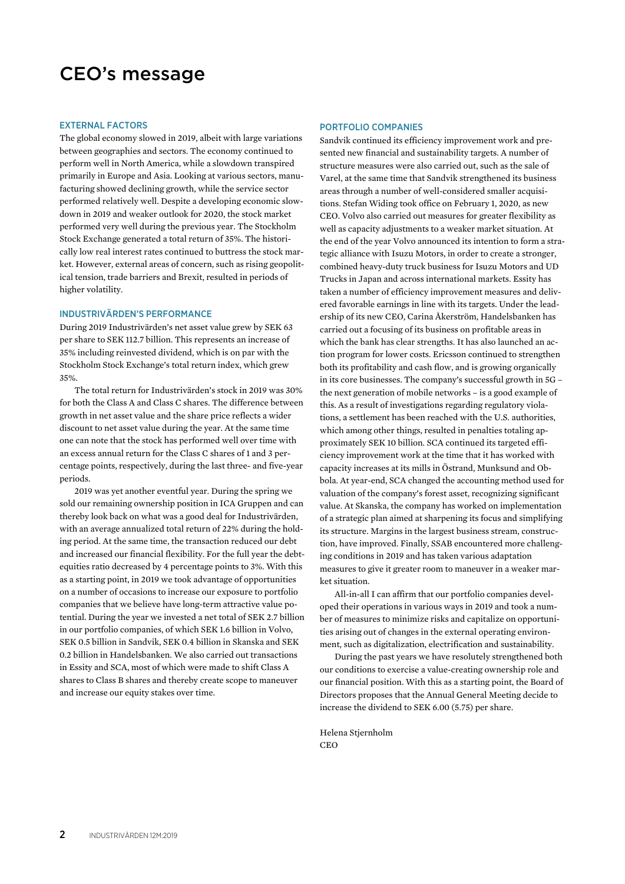# CEO's message

## EXTERNAL FACTORS

The global economy slowed in 2019, albeit with large variations between geographies and sectors. The economy continued to perform well in North America, while a slowdown transpired primarily in Europe and Asia. Looking at various sectors, manufacturing showed declining growth, while the service sector performed relatively well. Despite a developing economic slowdown in 2019 and weaker outlook for 2020, the stock market performed very well during the previous year. The Stockholm Stock Exchange generated a total return of 35%. The historically low real interest rates continued to buttress the stock market. However, external areas of concern, such as rising geopolitical tension, trade barriers and Brexit, resulted in periods of higher volatility.

## INDUSTRIVÄRDEN'S PERFORMANCE

During 2019 Industrivärden's net asset value grew by SEK 63 per share to SEK 112.7 billion. This represents an increase of 35% including reinvested dividend, which is on par with the Stockholm Stock Exchange's total return index, which grew 35%.

The total return for Industrivärden's stock in 2019 was 30% for both the Class A and Class C shares. The difference between growth in net asset value and the share price reflects a wider discount to net asset value during the year. At the same time one can note that the stock has performed well over time with an excess annual return for the Class C shares of 1 and 3 percentage points, respectively, during the last three- and five-year periods.

2019 was yet another eventful year. During the spring we sold our remaining ownership position in ICA Gruppen and can thereby look back on what was a good deal for Industrivärden, with an average annualized total return of 22% during the holding period. At the same time, the transaction reduced our debt and increased our financial flexibility. For the full year the debt-equities ratio decreased by 4 percentage points to 3%. With this as a starting point, in 2019 we took advantage of opportunities on a number of occasions to increase our exposure to portfolio companies that we believe have long-term attractive value potential. During the year we invested a net total of SEK 2.7 billion in our portfolio companies, of which SEK 1.6 billion in Volvo, SEK 0.5 billion in Sandvik, SEK 0.4 billion in Skanska and SEK 0.2 billion in Handelsbanken. We also carried out transactions in Essity and SCA, most of which were made to shift Class A shares to Class B shares and thereby create scope to maneuver and increase our equity stakes over time.

## PORTFOLIO COMPANIES

Sandvik continued its efficiency improvement work and presented new financial and sustainability targets. A number of structure measures were also carried out, such as the sale of Varel, at the same time that Sandvik strengthened its business areas through a number of well-considered smaller acquisitions. Stefan Widing took office on February 1, 2020, as new CEO. Volvo also carried out measures for greater flexibility as well as capacity adjustments to a weaker market situation. At the end of the year Volvo announced its intention to form a strategic alliance with Isuzu Motors, in order to create a stronger, combined heavy-duty truck business for Isuzu Motors and UD Trucks in Japan and across international markets. Essity has taken a number of efficiency improvement measures and delivered favorable earnings in line with its targets. Under the leadership of its new CEO, Carina Åkerström, Handelsbanken has carried out a focusing of its business on profitable areas in which the bank has clear strengths. It has also launched an action program for lower costs. Ericsson continued to strengthen both its profitability and cash flow, and is growing organically in its core businesses. The company's successful growth in 5G – the next generation of mobile networks – is a good example of this. As a result of investigations regarding regulatory violations, a settlement has been reached with the U.S. authorities, which among other things, resulted in penalties totaling approximately SEK 10 billion. SCA continued its targeted efficiency improvement work at the time that it has worked with capacity increases at its mills in Östrand, Munksund and Obbola. At year-end, SCA changed the accounting method used for valuation of the company's forest asset, recognizing significant value. At Skanska, the company has worked on implementation of a strategic plan aimed at sharpening its focus and simplifying its structure. Margins in the largest business stream, construction, have improved. Finally, SSAB encountered more challenging conditions in 2019 and has taken various adaptation measures to give it greater room to maneuver in a weaker market situation.

All-in-all I can affirm that our portfolio companies developed their operations in various ways in 2019 and took a number of measures to minimize risks and capitalize on opportunities arising out of changes in the external operating environment, such as digitalization, electrification and sustainability.

During the past years we have resolutely strengthened both our conditions to exercise a value-creating ownership role and our financial position. With this as a starting point, the Board of Directors proposes that the Annual General Meeting decide to increase the dividend to SEK 6.00 (5.75) per share.

Helena Stjernholm
CEO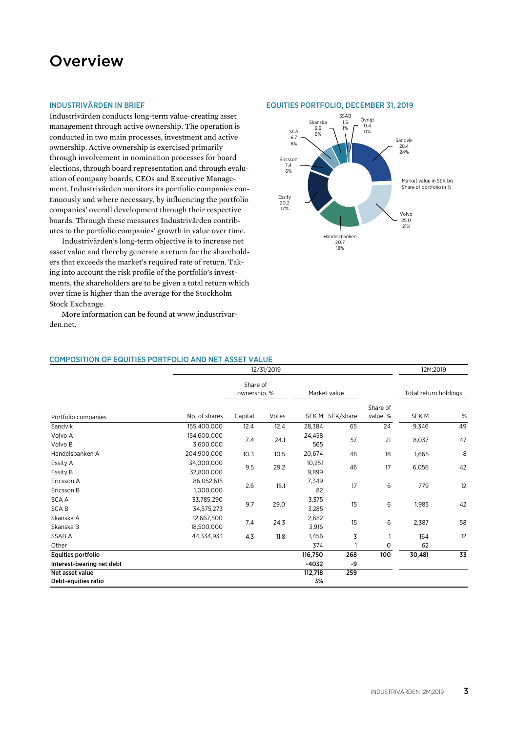# Overview

### INDUSTRIVÄRDEN IN BRIEF

Industrivärden conducts long-term value-creating asset management through active ownership. The operation is conducted in two main processes, investment and active ownership. Active ownership is exercised primarily through involvement in nomination processes for board elections, through board representation and through evaluation of company boards, CEOs and Executive Management. Industrivärden monitors its portfolio companies continuously and where necessary, by influencing the portfolio companies' overall development through their respective boards. Through these measures Industrivärden contributes to the portfolio companies' growth in value over time.

Industrivärden's long-term objective is to increase net asset value and thereby generate a return for the shareholders that exceeds the market's required rate of return. Taking into account the risk profile of the portfolio's investments, the shareholders are to be given a total return which over time is higher than the average for the Stockholm Stock Exchange.

More information can be found at www.industrivarden.net.

### EQUITIES PORTFOLIO, DECEMBER 31, 2019

Market value in SEK bn
Share of portfolio in %

- Sandvik 28.4 24%
- Volvo 25.0 21%
- Handelsbanken 20.7 18%
- Essity 20.2 17%
- Ericsson 7.4 6%
- SCA 6.7 6%
- Skanska 6.6 6%
- SSAB 1.5 1%
- Övrigt 0.4 0%

### COMPOSITION OF EQUITIES PORTFOLIO AND NET ASSET VALUE

| | 12/31/2019 | | | | | | 12M:2019 | |
|---|---|---|---|---|---|---|---|---|
| | | Share of ownership, % | | Market value | | | Total return holdings | |
| Portfolio companies | No. of shares | Capital | Votes | SEK M | SEK/share | Share of value, % | SEK M | % |
| Sandvik | 155,400,000 | 12.4 | 12.4 | 28,384 | 65 | 24 | 9,346 | 49 |
| Volvo A | 154,600,000 | 7.4 | 24.1 | 24,458 | 57 | 21 | 8,037 | 47 |
| Volvo B | 3,600,000 | | | 565 | | | | |
| Handelsbanken A | 204,900,000 | 10.3 | 10.5 | 20,674 | 48 | 18 | 1,665 | 8 |
| Essity A | 34,000,000 | 9.5 | 29.2 | 10,251 | 46 | 17 | 6,056 | 42 |
| Essity B | 32,800,000 | | | 9,899 | | | | |
| Ericsson A | 86,052,615 | 2.6 | 15.1 | 7,349 | 17 | 6 | 779 | 12 |
| Ericsson B | 1,000,000 | | | 82 | | | | |
| SCA A | 33,785,290 | 9.7 | 29.0 | 3,375 | 15 | 6 | 1,985 | 42 |
| SCA B | 34,575,273 | | | 3,285 | | | | |
| Skanska A | 12,667,500 | 7.4 | 24.3 | 2,682 | 15 | 6 | 2,387 | 58 |
| Skanska B | 18,500,000 | | | 3,916 | | | | |
| SSAB A | 44,334,933 | 4.3 | 11.8 | 1,456 | 3 | 1 | 164 | 12 |
| Other | | | | 374 | 1 | 0 | 62 | |
| **Equities portfolio** | | | | **116,750** | **268** | **100** | **30,481** | **33** |
| **Interest-bearing net debt** | | | | **-4032** | **-9** | | | |
| **Net asset value** | | | | **112,718** | **259** | | | |
| **Debt-equities ratio** | | | | **3%** | | | | |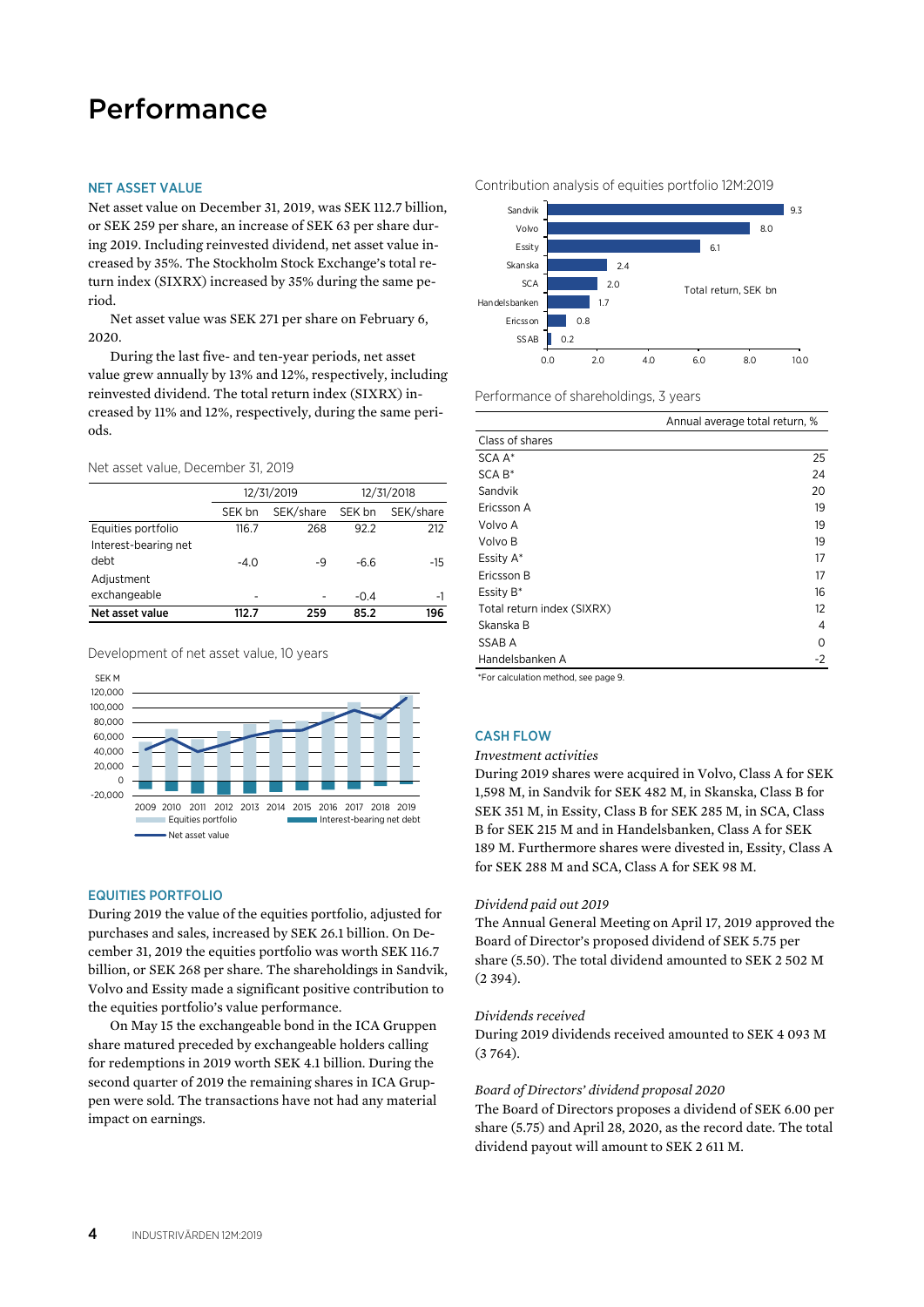# Performance

## NET ASSET VALUE

Net asset value on December 31, 2019, was SEK 112.7 billion, or SEK 259 per share, an increase of SEK 63 per share during 2019. Including reinvested dividend, net asset value increased by 35%. The Stockholm Stock Exchange's total return index (SIXRX) increased by 35% during the same period.

Net asset value was SEK 271 per share on February 6, 2020.

During the last five- and ten-year periods, net asset value grew annually by 13% and 12%, respectively, including reinvested dividend. The total return index (SIXRX) increased by 11% and 12%, respectively, during the same periods.

Net asset value, December 31, 2019

| | 12/31/2019 | | 12/31/2018 | |
|---|---|---|---|---|
| | SEK bn | SEK/share | SEK bn | SEK/share |
| Equities portfolio | 116.7 | 268 | 92.2 | 212 |
| Interest-bearing net debt | -4.0 | -9 | -6.6 | -15 |
| Adjustment exchangeable | - | - | -0.4 | -1 |
| **Net asset value** | **112.7** | **259** | **85.2** | **196** |

Development of net asset value, 10 years

## EQUITIES PORTFOLIO

During 2019 the value of the equities portfolio, adjusted for purchases and sales, increased by SEK 26.1 billion. On December 31, 2019 the equities portfolio was worth SEK 116.7 billion, or SEK 268 per share. The shareholdings in Sandvik, Volvo and Essity made a significant positive contribution to the equities portfolio's value performance.

On May 15 the exchangeable bond in the ICA Gruppen share matured preceded by exchangeable holders calling for redemptions in 2019 worth SEK 4.1 billion. During the second quarter of 2019 the remaining shares in ICA Gruppen were sold. The transactions have not had any material impact on earnings.

Contribution analysis of equities portfolio 12M:2019

| | Total return, SEK bn |
|---|---|
| Sandvik | 9.3 |
| Volvo | 8.0 |
| Essity | 6.1 |
| Skanska | 2.4 |
| SCA | 2.0 |
| Handelsbanken | 1.7 |
| Ericsson | 0.8 |
| SSAB | 0.2 |

Performance of shareholdings, 3 years

| Class of shares | Annual average total return, % |
|---|---|
| SCA A* | 25 |
| SCA B* | 24 |
| Sandvik | 20 |
| Ericsson A | 19 |
| Volvo A | 19 |
| Volvo B | 19 |
| Essity A* | 17 |
| Ericsson B | 17 |
| Essity B* | 16 |
| Total return index (SIXRX) | 12 |
| Skanska B | 4 |
| SSAB A | 0 |
| Handelsbanken A | -2 |

*For calculation method, see page 9.

## CASH FLOW

*Investment activities*

During 2019 shares were acquired in Volvo, Class A for SEK 1,598 M, in Sandvik for SEK 482 M, in Skanska, Class B for SEK 351 M, in Essity, Class B for SEK 285 M, in SCA, Class B for SEK 215 M and in Handelsbanken, Class A for SEK 189 M. Furthermore shares were divested in, Essity, Class A for SEK 288 M and SCA, Class A for SEK 98 M.

*Dividend paid out 2019*

The Annual General Meeting on April 17, 2019 approved the Board of Director's proposed dividend of SEK 5.75 per share (5.50). The total dividend amounted to SEK 2 502 M (2 394).

*Dividends received*

During 2019 dividends received amounted to SEK 4 093 M (3 764).

*Board of Directors' dividend proposal 2020*

The Board of Directors proposes a dividend of SEK 6.00 per share (5.75) and April 28, 2020, as the record date. The total dividend payout will amount to SEK 2 611 M.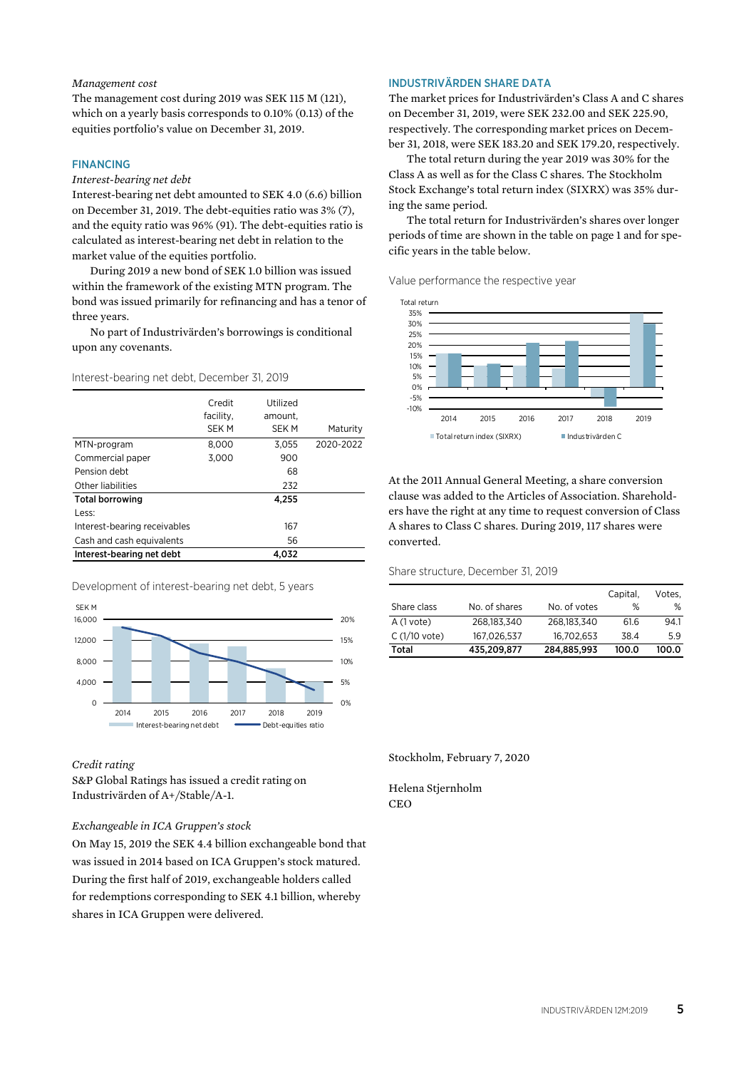*Management cost*

The management cost during 2019 was SEK 115 M (121), which on a yearly basis corresponds to 0.10% (0.13) of the equities portfolio's value on December 31, 2019.

## FINANCING

*Interest-bearing net debt*

Interest-bearing net debt amounted to SEK 4.0 (6.6) billion on December 31, 2019. The debt-equities ratio was 3% (7), and the equity ratio was 96% (91). The debt-equities ratio is calculated as interest-bearing net debt in relation to the market value of the equities portfolio.

During 2019 a new bond of SEK 1.0 billion was issued within the framework of the existing MTN program. The bond was issued primarily for refinancing and has a tenor of three years.

No part of Industrivärden's borrowings is conditional upon any covenants.

Interest-bearing net debt, December 31, 2019

| | Credit facility, SEK M | Utilized amount, SEK M | Maturity |
|---|---|---|---|
| MTN-program | 8,000 | 3,055 | 2020-2022 |
| Commercial paper | 3,000 | 900 | |
| Pension debt | | 68 | |
| Other liabilities | | 232 | |
| **Total borrowing** | | **4,255** | |
| Less: | | | |
| Interest-bearing receivables | | 167 | |
| Cash and cash equivalents | | 56 | |
| **Interest-bearing net debt** | | **4,032** | |

Development of interest-bearing net debt, 5 years

*Credit rating*

S&P Global Ratings has issued a credit rating on Industrivärden of A+/Stable/A-1.

*Exchangeable in ICA Gruppen's stock*

On May 15, 2019 the SEK 4.4 billion exchangeable bond that was issued in 2014 based on ICA Gruppen's stock matured. During the first half of 2019, exchangeable holders called for redemptions corresponding to SEK 4.1 billion, whereby shares in ICA Gruppen were delivered.

## INDUSTRIVÄRDEN SHARE DATA

The market prices for Industrivärden's Class A and C shares on December 31, 2019, were SEK 232.00 and SEK 225.90, respectively. The corresponding market prices on December 31, 2018, were SEK 183.20 and SEK 179.20, respectively.

The total return during the year 2019 was 30% for the Class A as well as for the Class C shares. The Stockholm Stock Exchange's total return index (SIXRX) was 35% during the same period.

The total return for Industrivärden's shares over longer periods of time are shown in the table on page 1 and for specific years in the table below.

Value performance the respective year

At the 2011 Annual General Meeting, a share conversion clause was added to the Articles of Association. Shareholders have the right at any time to request conversion of Class A shares to Class C shares. During 2019, 117 shares were converted.

Share structure, December 31, 2019

| Share class | No. of shares | No. of votes | Capital, % | Votes, % |
|---|---|---|---|---|
| A (1 vote) | 268,183,340 | 268,183,340 | 61.6 | 94.1 |
| C (1/10 vote) | 167,026,537 | 16,702,653 | 38.4 | 5.9 |
| **Total** | **435,209,877** | **284,885,993** | **100.0** | **100.0** |

Stockholm, February 7, 2020

Helena Stjernholm
CEO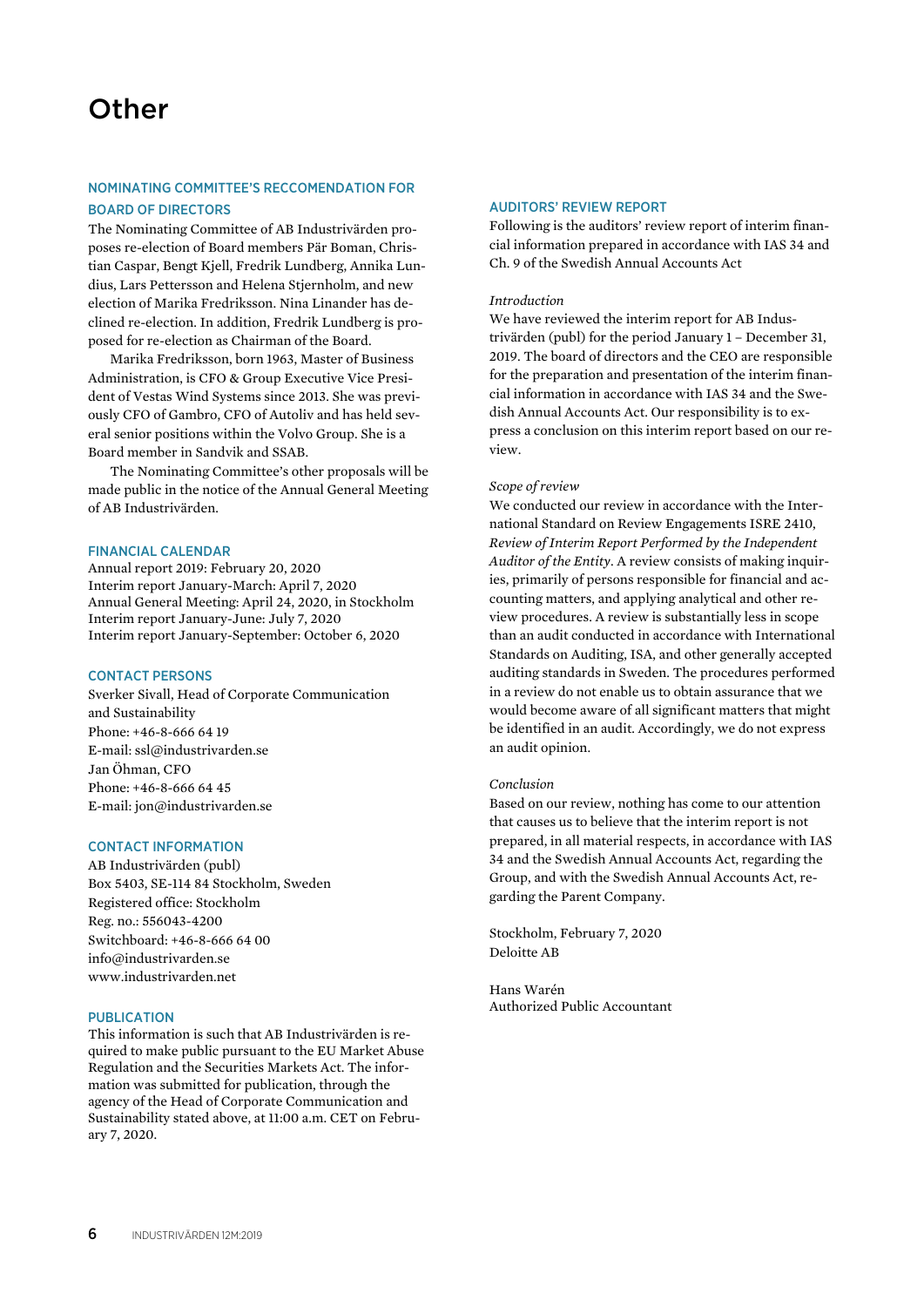# Other

## NOMINATING COMMITTEE'S RECCOMENDATION FOR BOARD OF DIRECTORS

The Nominating Committee of AB Industrivärden proposes re-election of Board members Pär Boman, Christian Caspar, Bengt Kjell, Fredrik Lundberg, Annika Lundius, Lars Pettersson and Helena Stjernholm, and new election of Marika Fredriksson. Nina Linander has declined re-election. In addition, Fredrik Lundberg is proposed for re-election as Chairman of the Board.

Marika Fredriksson, born 1963, Master of Business Administration, is CFO & Group Executive Vice President of Vestas Wind Systems since 2013. She was previously CFO of Gambro, CFO of Autoliv and has held several senior positions within the Volvo Group. She is a Board member in Sandvik and SSAB.

The Nominating Committee's other proposals will be made public in the notice of the Annual General Meeting of AB Industrivärden.

## FINANCIAL CALENDAR

Annual report 2019: February 20, 2020
Interim report January-March: April 7, 2020
Annual General Meeting: April 24, 2020, in Stockholm
Interim report January-June: July 7, 2020
Interim report January-September: October 6, 2020

## CONTACT PERSONS

Sverker Sivall, Head of Corporate Communication and Sustainability
Phone: +46-8-666 64 19
E-mail: ssl@industrivarden.se
Jan Öhman, CFO
Phone: +46-8-666 64 45
E-mail: jon@industrivarden.se

## CONTACT INFORMATION

AB Industrivärden (publ)
Box 5403, SE-114 84 Stockholm, Sweden
Registered office: Stockholm
Reg. no.: 556043-4200
Switchboard: +46-8-666 64 00
info@industrivarden.se
www.industrivarden.net

## PUBLICATION

This information is such that AB Industrivärden is required to make public pursuant to the EU Market Abuse Regulation and the Securities Markets Act. The information was submitted for publication, through the agency of the Head of Corporate Communication and Sustainability stated above, at 11:00 a.m. CET on February 7, 2020.

## AUDITORS' REVIEW REPORT

Following is the auditors' review report of interim financial information prepared in accordance with IAS 34 and Ch. 9 of the Swedish Annual Accounts Act

*Introduction*

We have reviewed the interim report for AB Industrivärden (publ) for the period January 1 – December 31, 2019. The board of directors and the CEO are responsible for the preparation and presentation of the interim financial information in accordance with IAS 34 and the Swedish Annual Accounts Act. Our responsibility is to express a conclusion on this interim report based on our review.

*Scope of review*

We conducted our review in accordance with the International Standard on Review Engagements ISRE 2410, *Review of Interim Report Performed by the Independent Auditor of the Entity*. A review consists of making inquiries, primarily of persons responsible for financial and accounting matters, and applying analytical and other review procedures. A review is substantially less in scope than an audit conducted in accordance with International Standards on Auditing, ISA, and other generally accepted auditing standards in Sweden. The procedures performed in a review do not enable us to obtain assurance that we would become aware of all significant matters that might be identified in an audit. Accordingly, we do not express an audit opinion.

*Conclusion*

Based on our review, nothing has come to our attention that causes us to believe that the interim report is not prepared, in all material respects, in accordance with IAS 34 and the Swedish Annual Accounts Act, regarding the Group, and with the Swedish Annual Accounts Act, regarding the Parent Company.

Stockholm, February 7, 2020
Deloitte AB

Hans Warén
Authorized Public Accountant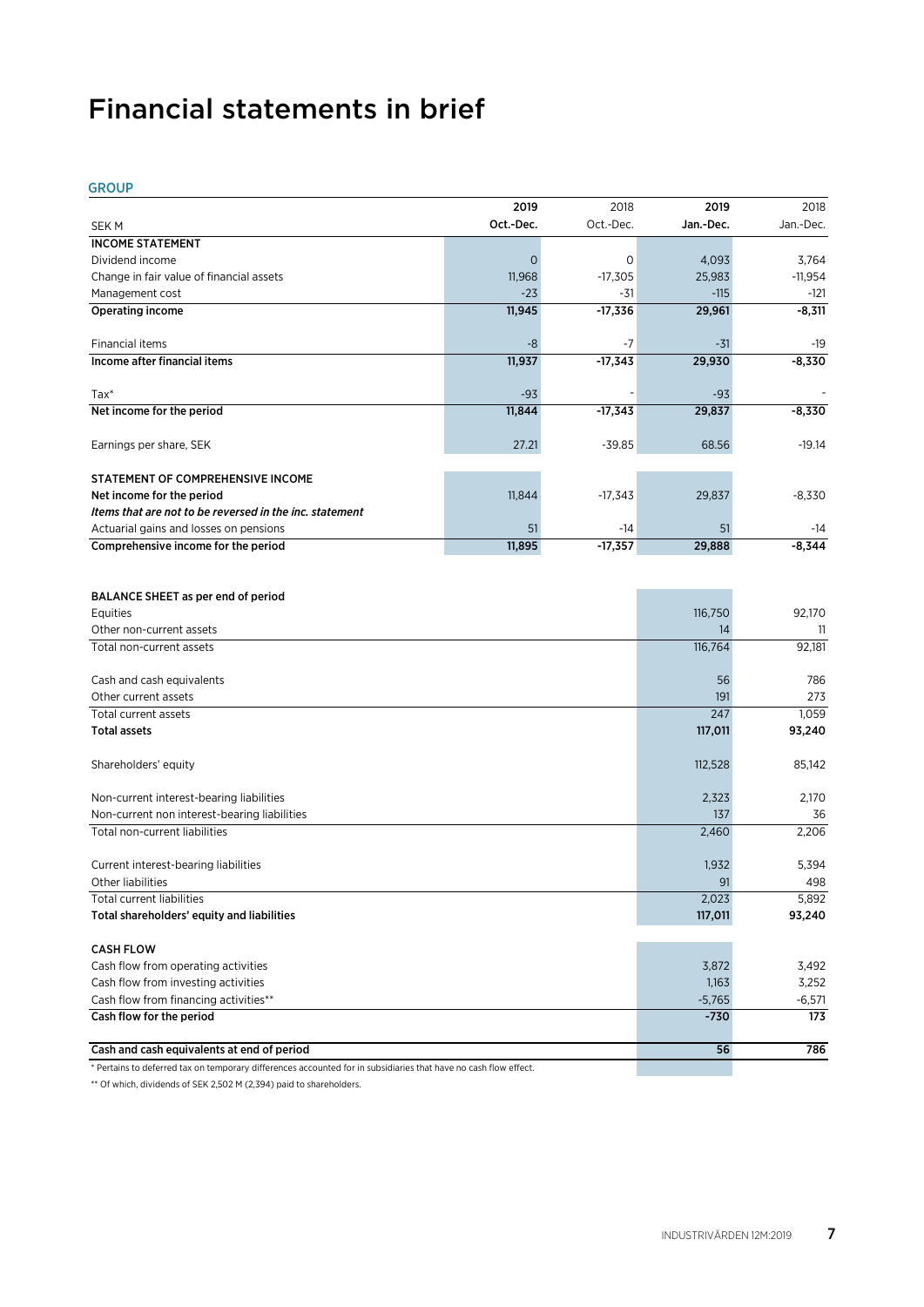# Financial statements in brief

## GROUP

| SEK M | 2019 Oct.-Dec. | 2018 Oct.-Dec. | 2019 Jan.-Dec. | 2018 Jan.-Dec. |
|---|---|---|---|---|
| **INCOME STATEMENT** | | | | |
| Dividend income | 0 | 0 | 4,093 | 3,764 |
| Change in fair value of financial assets | 11,968 | -17,305 | 25,983 | -11,954 |
| Management cost | -23 | -31 | -115 | -121 |
| **Operating income** | **11,945** | **-17,336** | **29,961** | **-8,311** |
| Financial items | -8 | -7 | -31 | -19 |
| **Income after financial items** | **11,937** | **-17,343** | **29,930** | **-8,330** |
| Tax* | -93 | - | -93 | - |
| **Net income for the period** | **11,844** | **-17,343** | **29,837** | **-8,330** |
| Earnings per share, SEK | 27.21 | -39.85 | 68.56 | -19.14 |
| **STATEMENT OF COMPREHENSIVE INCOME** | | | | |
| **Net income for the period** | 11,844 | -17,343 | 29,837 | -8,330 |
| ***Items that are not to be reversed in the inc. statement*** | | | | |
| Actuarial gains and losses on pensions | 51 | -14 | 51 | -14 |
| **Comprehensive income for the period** | **11,895** | **-17,357** | **29,888** | **-8,344** |

| SEK M | 2019 | 2018 |
|---|---|---|
| **BALANCE SHEET as per end of period** | | |
| Equities | 116,750 | 92,170 |
| Other non-current assets | 14 | 11 |
| Total non-current assets | 116,764 | 92,181 |
| Cash and cash equivalents | 56 | 786 |
| Other current assets | 191 | 273 |
| Total current assets | 247 | 1,059 |
| **Total assets** | **117,011** | **93,240** |
| Shareholders' equity | 112,528 | 85,142 |
| Non-current interest-bearing liabilities | 2,323 | 2,170 |
| Non-current non interest-bearing liabilities | 137 | 36 |
| Total non-current liabilities | 2,460 | 2,206 |
| Current interest-bearing liabilities | 1,932 | 5,394 |
| Other liabilities | 91 | 498 |
| Total current liabilities | 2,023 | 5,892 |
| **Total shareholders' equity and liabilities** | **117,011** | **93,240** |
| **CASH FLOW** | | |
| Cash flow from operating activities | 3,872 | 3,492 |
| Cash flow from investing activities | 1,163 | 3,252 |
| Cash flow from financing activities** | -5,765 | -6,571 |
| **Cash flow for the period** | **-730** | **173** |
| **Cash and cash equivalents at end of period** | **56** | **786** |

* Pertains to deferred tax on temporary differences accounted for in subsidiaries that have no cash flow effect.

** Of which, dividends of SEK 2,502 M (2,394) paid to shareholders.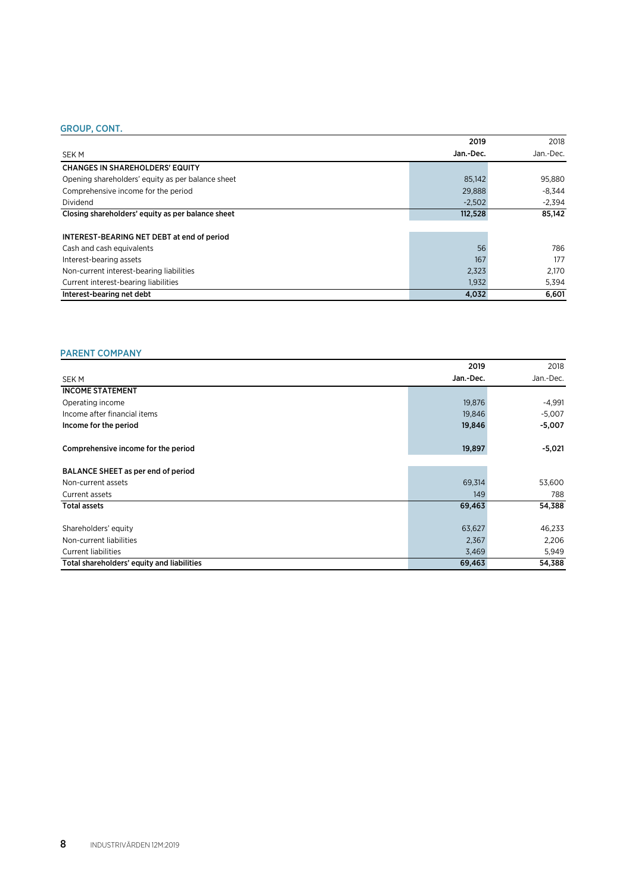## GROUP, CONT.

| SEK M | 2019 Jan.-Dec. | 2018 Jan.-Dec. |
|---|---|---|
| **CHANGES IN SHAREHOLDERS' EQUITY** | | |
| Opening shareholders' equity as per balance sheet | 85,142 | 95,880 |
| Comprehensive income for the period | 29,888 | -8,344 |
| Dividend | -2,502 | -2,394 |
| **Closing shareholders' equity as per balance sheet** | **112,528** | **85,142** |
| | | |
| **INTEREST-BEARING NET DEBT at end of period** | | |
| Cash and cash equivalents | 56 | 786 |
| Interest-bearing assets | 167 | 177 |
| Non-current interest-bearing liabilities | 2,323 | 2,170 |
| Current interest-bearing liabilities | 1,932 | 5,394 |
| **Interest-bearing net debt** | **4,032** | **6,601** |

## PARENT COMPANY

| SEK M | 2019 Jan.-Dec. | 2018 Jan.-Dec. |
|---|---|---|
| **INCOME STATEMENT** | | |
| Operating income | 19,876 | -4,991 |
| Income after financial items | 19,846 | -5,007 |
| **Income for the period** | **19,846** | **-5,007** |
| | | |
| **Comprehensive income for the period** | **19,897** | **-5,021** |
| | | |
| **BALANCE SHEET as per end of period** | | |
| Non-current assets | 69,314 | 53,600 |
| Current assets | 149 | 788 |
| **Total assets** | **69,463** | **54,388** |
| | | |
| Shareholders' equity | 63,627 | 46,233 |
| Non-current liabilities | 2,367 | 2,206 |
| Current liabilities | 3,469 | 5,949 |
| **Total shareholders' equity and liabilities** | **69,463** | **54,388** |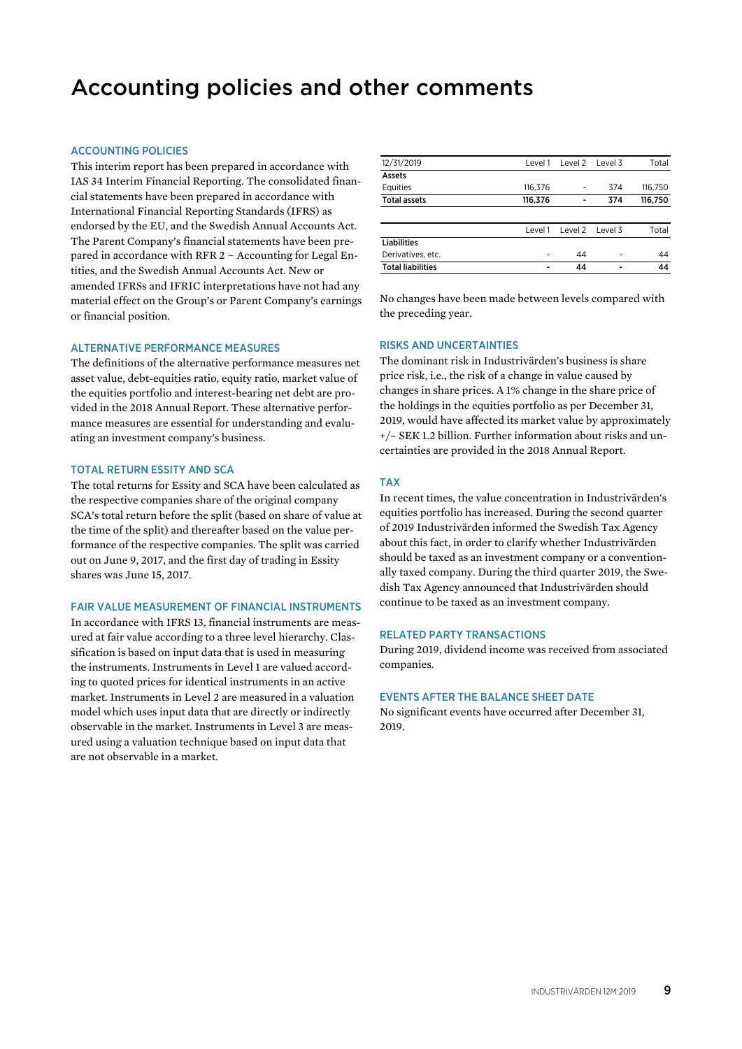# Accounting policies and other comments

### ACCOUNTING POLICIES

This interim report has been prepared in accordance with IAS 34 Interim Financial Reporting. The consolidated financial statements have been prepared in accordance with International Financial Reporting Standards (IFRS) as endorsed by the EU, and the Swedish Annual Accounts Act. The Parent Company's financial statements have been prepared in accordance with RFR 2 – Accounting for Legal Entities, and the Swedish Annual Accounts Act. New or amended IFRSs and IFRIC interpretations have not had any material effect on the Group's or Parent Company's earnings or financial position.

### ALTERNATIVE PERFORMANCE MEASURES

The definitions of the alternative performance measures net asset value, debt-equities ratio, equity ratio, market value of the equities portfolio and interest-bearing net debt are provided in the 2018 Annual Report. These alternative performance measures are essential for understanding and evaluating an investment company's business.

### TOTAL RETURN ESSITY AND SCA

The total returns for Essity and SCA have been calculated as the respective companies share of the original company SCA's total return before the split (based on share of value at the time of the split) and thereafter based on the value performance of the respective companies. The split was carried out on June 9, 2017, and the first day of trading in Essity shares was June 15, 2017.

### FAIR VALUE MEASUREMENT OF FINANCIAL INSTRUMENTS

In accordance with IFRS 13, financial instruments are measured at fair value according to a three level hierarchy. Classification is based on input data that is used in measuring the instruments. Instruments in Level 1 are valued according to quoted prices for identical instruments in an active market. Instruments in Level 2 are measured in a valuation model which uses input data that are directly or indirectly observable in the market. Instruments in Level 3 are measured using a valuation technique based on input data that are not observable in a market.

| 12/31/2019 | Level 1 | Level 2 | Level 3 | Total |
|---|---|---|---|---|
| **Assets** | | | | |
| Equities | 116,376 | - | 374 | 116,750 |
| **Total assets** | **116,376** | **-** | **374** | **116,750** |

| | Level 1 | Level 2 | Level 3 | Total |
|---|---|---|---|---|
| **Liabilities** | | | | |
| Derivatives, etc. | - | 44 | - | 44 |
| **Total liabilities** | **-** | **44** | **-** | **44** |

No changes have been made between levels compared with the preceding year.

### RISKS AND UNCERTAINTIES

The dominant risk in Industrivärden's business is share price risk, i.e., the risk of a change in value caused by changes in share prices. A 1% change in the share price of the holdings in the equities portfolio as per December 31, 2019, would have affected its market value by approximately +/– SEK 1.2 billion. Further information about risks and uncertainties are provided in the 2018 Annual Report.

### TAX

In recent times, the value concentration in Industrivärden's equities portfolio has increased. During the second quarter of 2019 Industrivärden informed the Swedish Tax Agency about this fact, in order to clarify whether Industrivärden should be taxed as an investment company or a conventionally taxed company. During the third quarter 2019, the Swedish Tax Agency announced that Industrivärden should continue to be taxed as an investment company.

### RELATED PARTY TRANSACTIONS

During 2019, dividend income was received from associated companies.

### EVENTS AFTER THE BALANCE SHEET DATE

No significant events have occurred after December 31, 2019.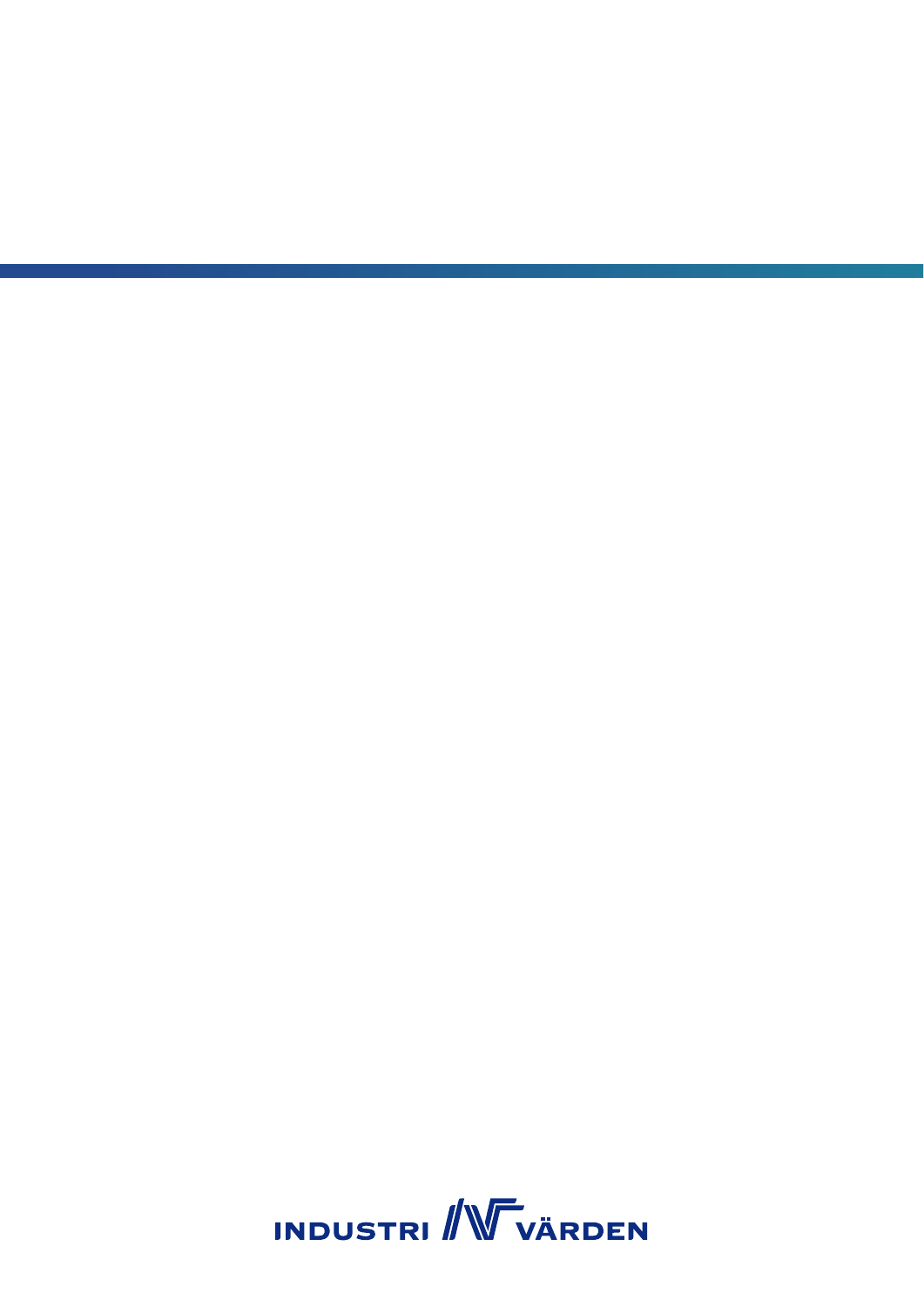INDUSTRI VÄRDEN